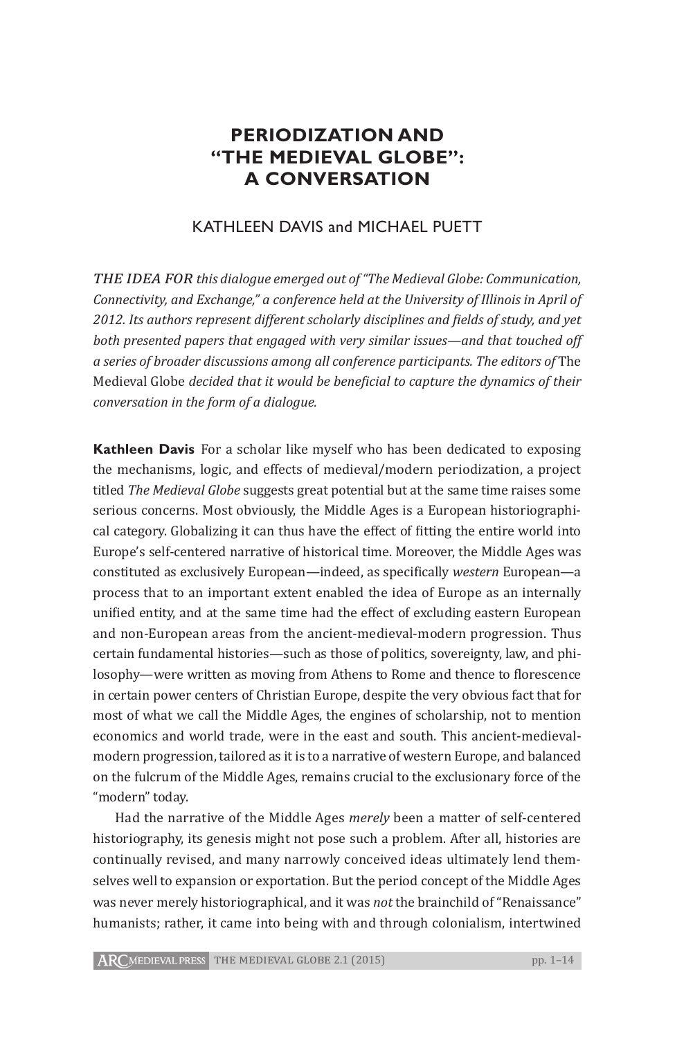# PERIODIZATION AND "THE MEDIEVAL GLOBE": A CONVERSATION

KATHLEEN DAVIS and MICHAEL PUETT

*THE IDEA FOR this dialogue emerged out of "The Medieval Globe: Communication, Connectivity, and Exchange," a conference held at the University of Illinois in April of 2012. Its authors represent different scholarly disciplines and fields of study, and yet both presented papers that engaged with very similar issues—and that touched off a series of broader discussions among all conference participants. The editors of* The Medieval Globe *decided that it would be beneficial to capture the dynamics of their conversation in the form of a dialogue.*

**Kathleen Davis** For a scholar like myself who has been dedicated to exposing the mechanisms, logic, and effects of medieval/modern periodization, a project titled *The Medieval Globe* suggests great potential but at the same time raises some serious concerns. Most obviously, the Middle Ages is a European historiographical category. Globalizing it can thus have the effect of fitting the entire world into Europe's self-centered narrative of historical time. Moreover, the Middle Ages was constituted as exclusively European—indeed, as specifically *western* European—a process that to an important extent enabled the idea of Europe as an internally unified entity, and at the same time had the effect of excluding eastern European and non-European areas from the ancient-medieval-modern progression. Thus certain fundamental histories—such as those of politics, sovereignty, law, and philosophy—were written as moving from Athens to Rome and thence to florescence in certain power centers of Christian Europe, despite the very obvious fact that for most of what we call the Middle Ages, the engines of scholarship, not to mention economics and world trade, were in the east and south. This ancient-medieval-modern progression, tailored as it is to a narrative of western Europe, and balanced on the fulcrum of the Middle Ages, remains crucial to the exclusionary force of the "modern" today.

Had the narrative of the Middle Ages *merely* been a matter of self-centered historiography, its genesis might not pose such a problem. After all, histories are continually revised, and many narrowly conceived ideas ultimately lend themselves well to expansion or exportation. But the period concept of the Middle Ages was never merely historiographical, and it was *not* the brainchild of "Renaissance" humanists; rather, it came into being with and through colonialism, intertwined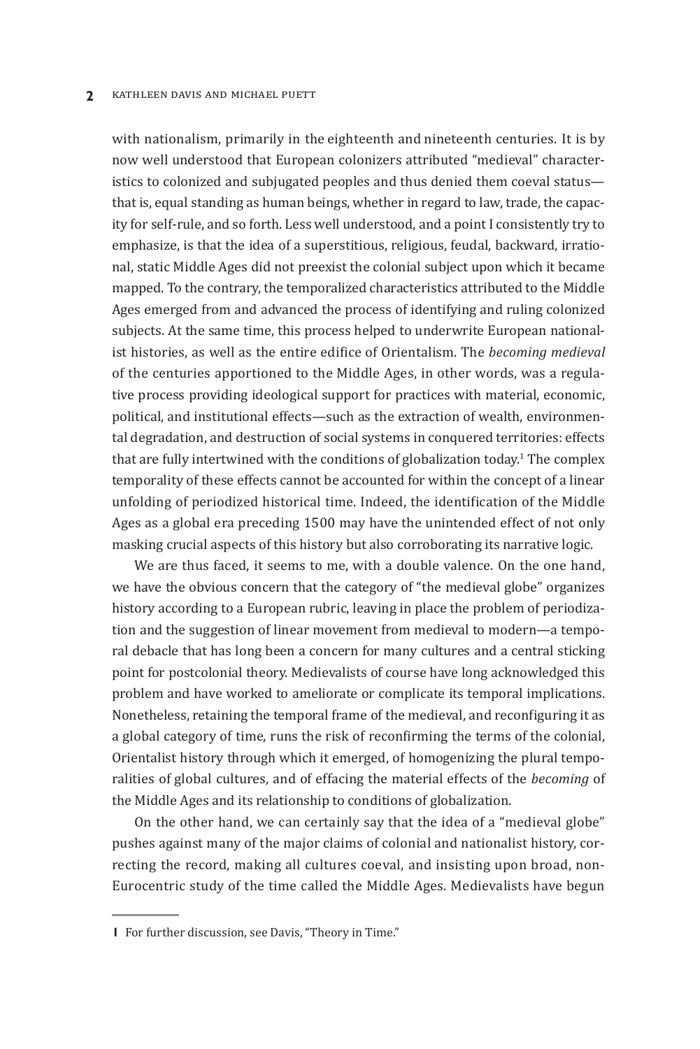with nationalism, primarily in the eighteenth and nineteenth centuries. It is by now well understood that European colonizers attributed "medieval" characteristics to colonized and subjugated peoples and thus denied them coeval status—that is, equal standing as human beings, whether in regard to law, trade, the capacity for self-rule, and so forth. Less well understood, and a point I consistently try to emphasize, is that the idea of a superstitious, religious, feudal, backward, irrational, static Middle Ages did not preexist the colonial subject upon which it became mapped. To the contrary, the temporalized characteristics attributed to the Middle Ages emerged from and advanced the process of identifying and ruling colonized subjects. At the same time, this process helped to underwrite European nationalist histories, as well as the entire edifice of Orientalism. The *becoming medieval* of the centuries apportioned to the Middle Ages, in other words, was a regulative process providing ideological support for practices with material, economic, political, and institutional effects—such as the extraction of wealth, environmental degradation, and destruction of social systems in conquered territories: effects that are fully intertwined with the conditions of globalization today.[1] The complex temporality of these effects cannot be accounted for within the concept of a linear unfolding of periodized historical time. Indeed, the identification of the Middle Ages as a global era preceding 1500 may have the unintended effect of not only masking crucial aspects of this history but also corroborating its narrative logic.

We are thus faced, it seems to me, with a double valence. On the one hand, we have the obvious concern that the category of "the medieval globe" organizes history according to a European rubric, leaving in place the problem of periodization and the suggestion of linear movement from medieval to modern—a temporal debacle that has long been a concern for many cultures and a central sticking point for postcolonial theory. Medievalists of course have long acknowledged this problem and have worked to ameliorate or complicate its temporal implications. Nonetheless, retaining the temporal frame of the medieval, and reconfiguring it as a global category of time, runs the risk of reconfirming the terms of the colonial, Orientalist history through which it emerged, of homogenizing the plural temporalities of global cultures, and of effacing the material effects of the *becoming* of the Middle Ages and its relationship to conditions of globalization.

On the other hand, we can certainly say that the idea of a "medieval globe" pushes against many of the major claims of colonial and nationalist history, correcting the record, making all cultures coeval, and insisting upon broad, non-Eurocentric study of the time called the Middle Ages. Medievalists have begun

---

1 For further discussion, see Davis, "Theory in Time."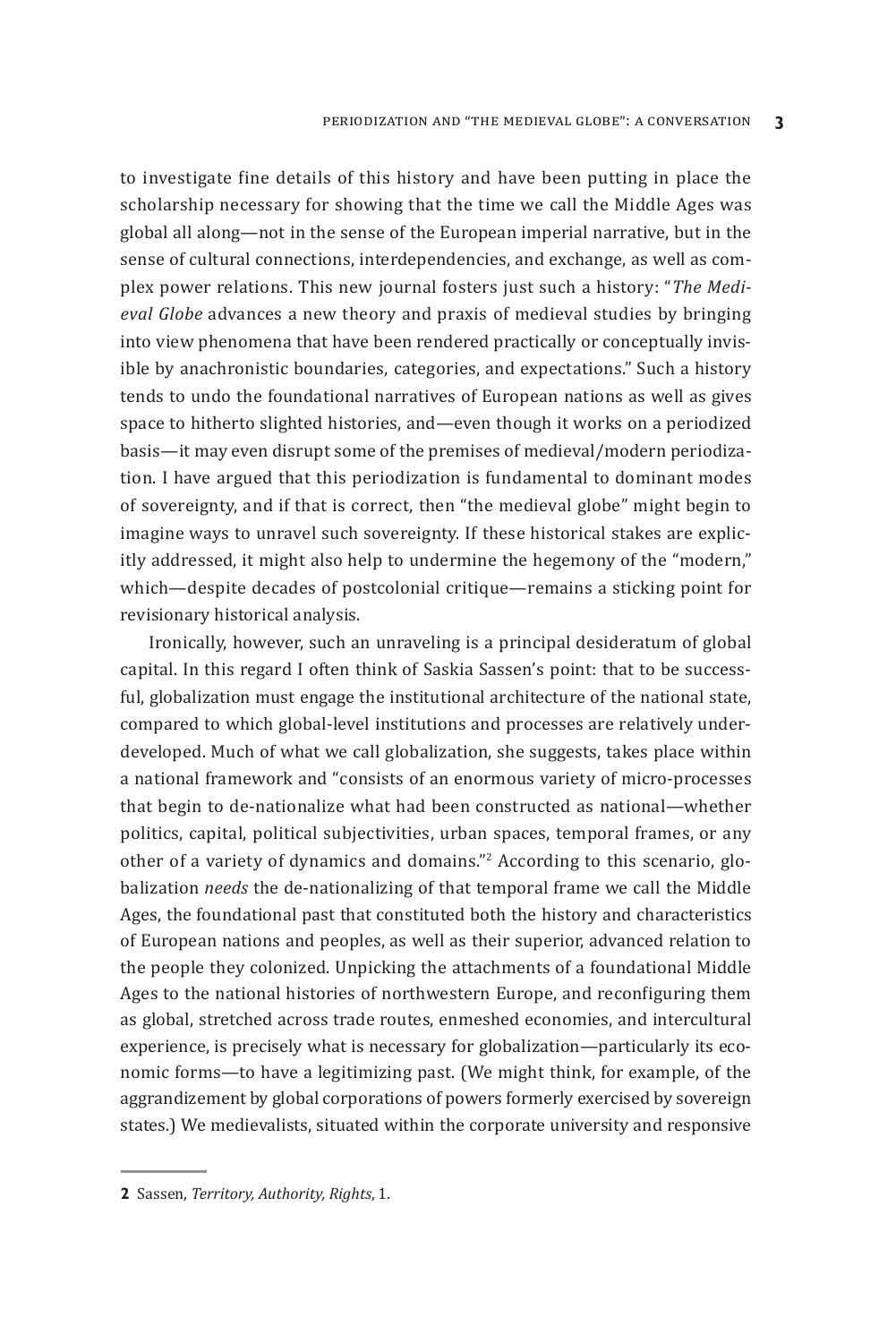to investigate fine details of this history and have been putting in place the scholarship necessary for showing that the time we call the Middle Ages was global all along—not in the sense of the European imperial narrative, but in the sense of cultural connections, interdependencies, and exchange, as well as complex power relations. This new journal fosters just such a history: "*The Medieval Globe* advances a new theory and praxis of medieval studies by bringing into view phenomena that have been rendered practically or conceptually invisible by anachronistic boundaries, categories, and expectations." Such a history tends to undo the foundational narratives of European nations as well as gives space to hitherto slighted histories, and—even though it works on a periodized basis—it may even disrupt some of the premises of medieval/modern periodization. I have argued that this periodization is fundamental to dominant modes of sovereignty, and if that is correct, then "the medieval globe" might begin to imagine ways to unravel such sovereignty. If these historical stakes are explicitly addressed, it might also help to undermine the hegemony of the "modern," which—despite decades of postcolonial critique—remains a sticking point for revisionary historical analysis.

Ironically, however, such an unraveling is a principal desideratum of global capital. In this regard I often think of Saskia Sassen's point: that to be successful, globalization must engage the institutional architecture of the national state, compared to which global-level institutions and processes are relatively underdeveloped. Much of what we call globalization, she suggests, takes place within a national framework and "consists of an enormous variety of micro-processes that begin to de-nationalize what had been constructed as national—whether politics, capital, political subjectivities, urban spaces, temporal frames, or any other of a variety of dynamics and domains."[2] According to this scenario, globalization *needs* the de-nationalizing of that temporal frame we call the Middle Ages, the foundational past that constituted both the history and characteristics of European nations and peoples, as well as their superior, advanced relation to the people they colonized. Unpicking the attachments of a foundational Middle Ages to the national histories of northwestern Europe, and reconfiguring them as global, stretched across trade routes, enmeshed economies, and intercultural experience, is precisely what is necessary for globalization—particularly its economic forms—to have a legitimizing past. (We might think, for example, of the aggrandizement by global corporations of powers formerly exercised by sovereign states.) We medievalists, situated within the corporate university and responsive

**2** Sassen, *Territory, Authority, Rights*, 1.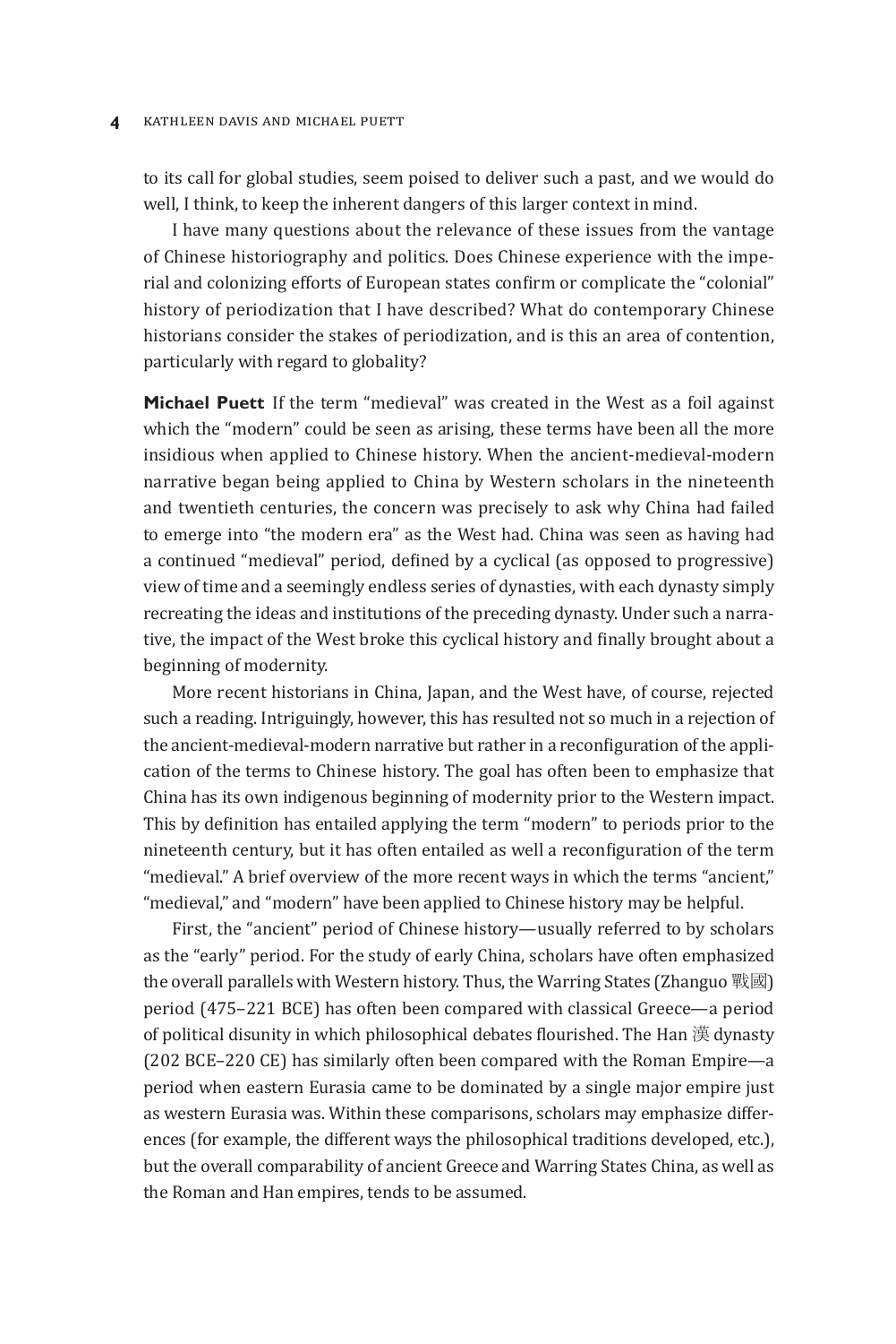to its call for global studies, seem poised to deliver such a past, and we would do well, I think, to keep the inherent dangers of this larger context in mind.

I have many questions about the relevance of these issues from the vantage of Chinese historiography and politics. Does Chinese experience with the imperial and colonizing efforts of European states confirm or complicate the "colonial" history of periodization that I have described? What do contemporary Chinese historians consider the stakes of periodization, and is this an area of contention, particularly with regard to globality?

**Michael Puett** If the term "medieval" was created in the West as a foil against which the "modern" could be seen as arising, these terms have been all the more insidious when applied to Chinese history. When the ancient-medieval-modern narrative began being applied to China by Western scholars in the nineteenth and twentieth centuries, the concern was precisely to ask why China had failed to emerge into "the modern era" as the West had. China was seen as having had a continued "medieval" period, defined by a cyclical (as opposed to progressive) view of time and a seemingly endless series of dynasties, with each dynasty simply recreating the ideas and institutions of the preceding dynasty. Under such a narrative, the impact of the West broke this cyclical history and finally brought about a beginning of modernity.

More recent historians in China, Japan, and the West have, of course, rejected such a reading. Intriguingly, however, this has resulted not so much in a rejection of the ancient-medieval-modern narrative but rather in a reconfiguration of the application of the terms to Chinese history. The goal has often been to emphasize that China has its own indigenous beginning of modernity prior to the Western impact. This by definition has entailed applying the term "modern" to periods prior to the nineteenth century, but it has often entailed as well a reconfiguration of the term "medieval." A brief overview of the more recent ways in which the terms "ancient," "medieval," and "modern" have been applied to Chinese history may be helpful.

First, the "ancient" period of Chinese history—usually referred to by scholars as the "early" period. For the study of early China, scholars have often emphasized the overall parallels with Western history. Thus, the Warring States (Zhanguo 戰國) period (475–221 BCE) has often been compared with classical Greece—a period of political disunity in which philosophical debates flourished. The Han 漢 dynasty (202 BCE–220 CE) has similarly often been compared with the Roman Empire—a period when eastern Eurasia came to be dominated by a single major empire just as western Eurasia was. Within these comparisons, scholars may emphasize differences (for example, the different ways the philosophical traditions developed, etc.), but the overall comparability of ancient Greece and Warring States China, as well as the Roman and Han empires, tends to be assumed.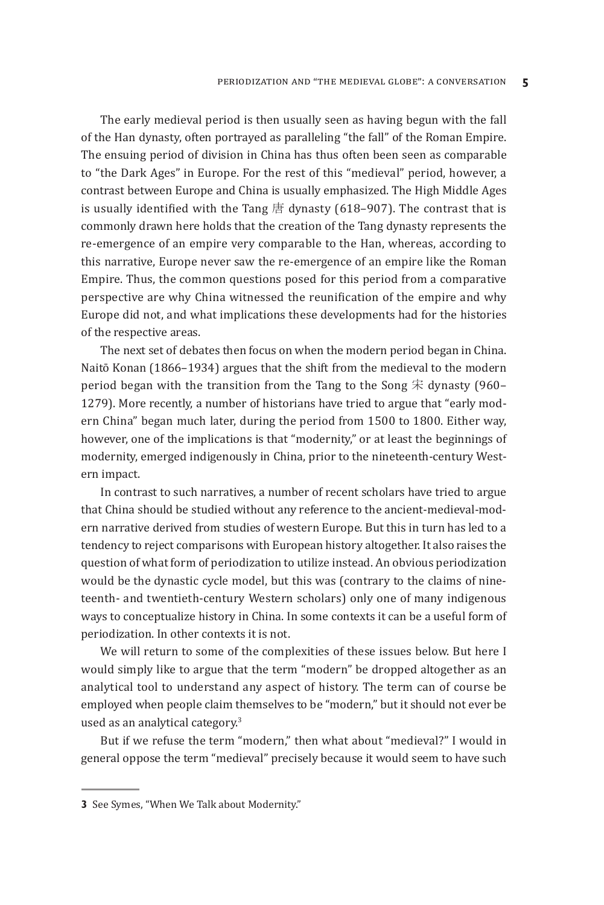The early medieval period is then usually seen as having begun with the fall of the Han dynasty, often portrayed as paralleling "the fall" of the Roman Empire. The ensuing period of division in China has thus often been seen as comparable to "the Dark Ages" in Europe. For the rest of this "medieval" period, however, a contrast between Europe and China is usually emphasized. The High Middle Ages is usually identified with the Tang 唐 dynasty (618–907). The contrast that is commonly drawn here holds that the creation of the Tang dynasty represents the re-emergence of an empire very comparable to the Han, whereas, according to this narrative, Europe never saw the re-emergence of an empire like the Roman Empire. Thus, the common questions posed for this period from a comparative perspective are why China witnessed the reunification of the empire and why Europe did not, and what implications these developments had for the histories of the respective areas.

The next set of debates then focus on when the modern period began in China. Naitō Konan (1866–1934) argues that the shift from the medieval to the modern period began with the transition from the Tang to the Song 宋 dynasty (960–1279). More recently, a number of historians have tried to argue that "early modern China" began much later, during the period from 1500 to 1800. Either way, however, one of the implications is that "modernity," or at least the beginnings of modernity, emerged indigenously in China, prior to the nineteenth-century Western impact.

In contrast to such narratives, a number of recent scholars have tried to argue that China should be studied without any reference to the ancient-medieval-modern narrative derived from studies of western Europe. But this in turn has led to a tendency to reject comparisons with European history altogether. It also raises the question of what form of periodization to utilize instead. An obvious periodization would be the dynastic cycle model, but this was (contrary to the claims of nineteenth- and twentieth-century Western scholars) only one of many indigenous ways to conceptualize history in China. In some contexts it can be a useful form of periodization. In other contexts it is not.

We will return to some of the complexities of these issues below. But here I would simply like to argue that the term "modern" be dropped altogether as an analytical tool to understand any aspect of history. The term can of course be employed when people claim themselves to be "modern," but it should not ever be used as an analytical category.[3]

But if we refuse the term "modern," then what about "medieval?" I would in general oppose the term "medieval" precisely because it would seem to have such

---

**3** See Symes, "When We Talk about Modernity."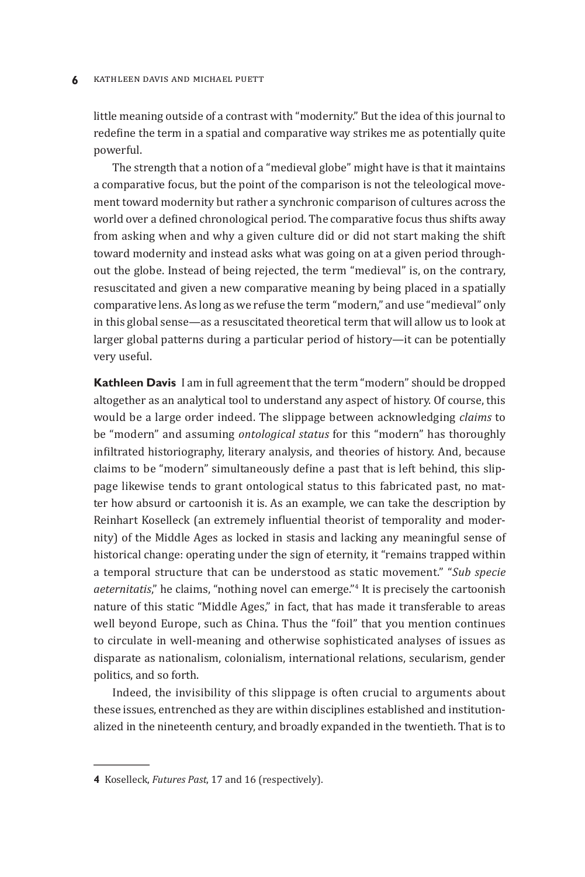little meaning outside of a contrast with "modernity." But the idea of this journal to redefine the term in a spatial and comparative way strikes me as potentially quite powerful.

The strength that a notion of a "medieval globe" might have is that it maintains a comparative focus, but the point of the comparison is not the teleological movement toward modernity but rather a synchronic comparison of cultures across the world over a defined chronological period. The comparative focus thus shifts away from asking when and why a given culture did or did not start making the shift toward modernity and instead asks what was going on at a given period throughout the globe. Instead of being rejected, the term "medieval" is, on the contrary, resuscitated and given a new comparative meaning by being placed in a spatially comparative lens. As long as we refuse the term "modern," and use "medieval" only in this global sense—as a resuscitated theoretical term that will allow us to look at larger global patterns during a particular period of history—it can be potentially very useful.

**Kathleen Davis** I am in full agreement that the term "modern" should be dropped altogether as an analytical tool to understand any aspect of history. Of course, this would be a large order indeed. The slippage between acknowledging *claims* to be "modern" and assuming *ontological status* for this "modern" has thoroughly infiltrated historiography, literary analysis, and theories of history. And, because claims to be "modern" simultaneously define a past that is left behind, this slippage likewise tends to grant ontological status to this fabricated past, no matter how absurd or cartoonish it is. As an example, we can take the description by Reinhart Koselleck (an extremely influential theorist of temporality and modernity) of the Middle Ages as locked in stasis and lacking any meaningful sense of historical change: operating under the sign of eternity, it "remains trapped within a temporal structure that can be understood as static movement." "*Sub specie aeternitatis*," he claims, "nothing novel can emerge."[4] It is precisely the cartoonish nature of this static "Middle Ages," in fact, that has made it transferable to areas well beyond Europe, such as China. Thus the "foil" that you mention continues to circulate in well-meaning and otherwise sophisticated analyses of issues as disparate as nationalism, colonialism, international relations, secularism, gender politics, and so forth.

Indeed, the invisibility of this slippage is often crucial to arguments about these issues, entrenched as they are within disciplines established and institutionalized in the nineteenth century, and broadly expanded in the twentieth. That is to

---

4 Koselleck, *Futures Past*, 17 and 16 (respectively).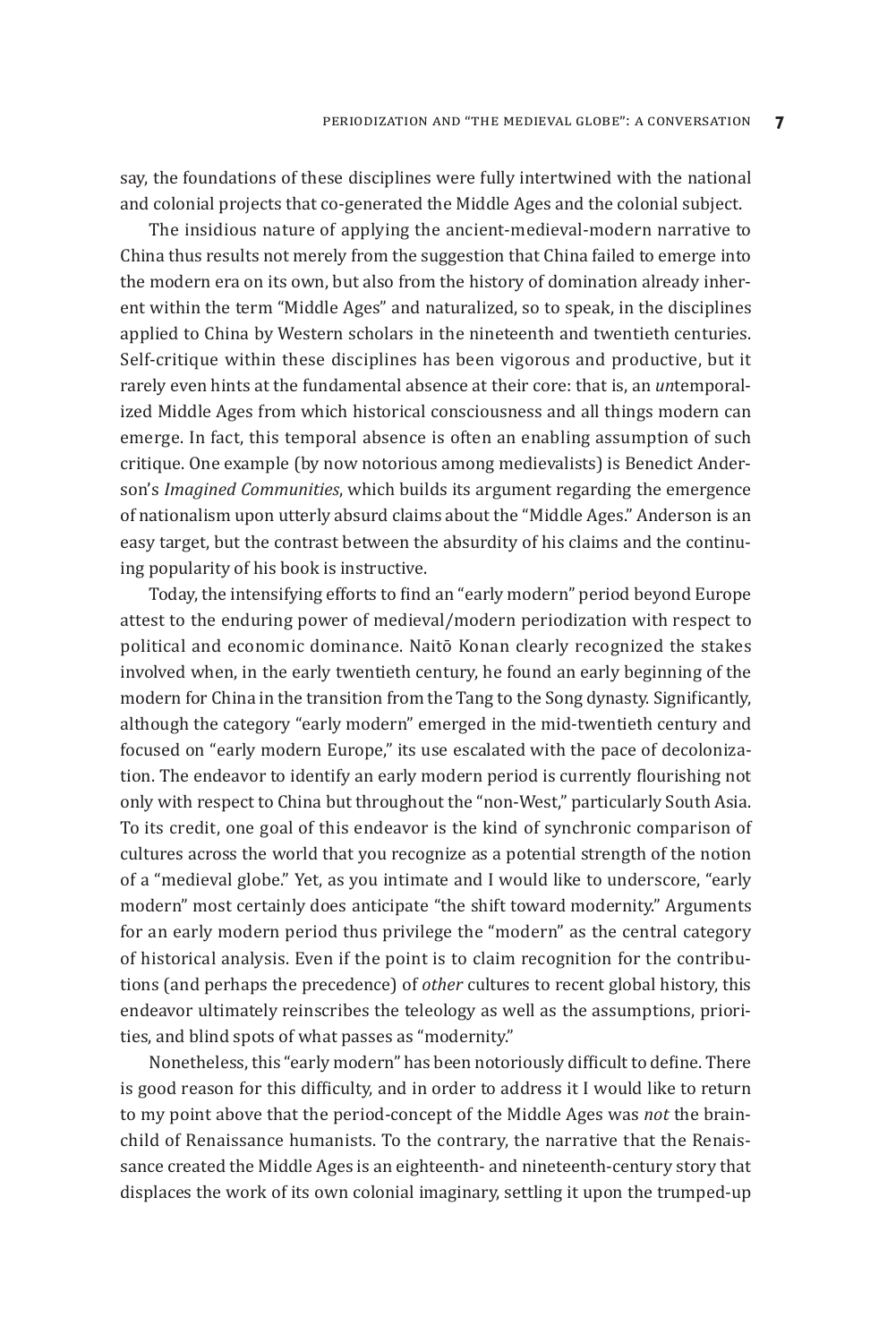say, the foundations of these disciplines were fully intertwined with the national and colonial projects that co-generated the Middle Ages and the colonial subject.

The insidious nature of applying the ancient-medieval-modern narrative to China thus results not merely from the suggestion that China failed to emerge into the modern era on its own, but also from the history of domination already inherent within the term "Middle Ages" and naturalized, so to speak, in the disciplines applied to China by Western scholars in the nineteenth and twentieth centuries. Self-critique within these disciplines has been vigorous and productive, but it rarely even hints at the fundamental absence at their core: that is, an *un*temporalized Middle Ages from which historical consciousness and all things modern can emerge. In fact, this temporal absence is often an enabling assumption of such critique. One example (by now notorious among medievalists) is Benedict Anderson's *Imagined Communities*, which builds its argument regarding the emergence of nationalism upon utterly absurd claims about the "Middle Ages." Anderson is an easy target, but the contrast between the absurdity of his claims and the continuing popularity of his book is instructive.

Today, the intensifying efforts to find an "early modern" period beyond Europe attest to the enduring power of medieval/modern periodization with respect to political and economic dominance. Naitō Konan clearly recognized the stakes involved when, in the early twentieth century, he found an early beginning of the modern for China in the transition from the Tang to the Song dynasty. Significantly, although the category "early modern" emerged in the mid-twentieth century and focused on "early modern Europe," its use escalated with the pace of decolonization. The endeavor to identify an early modern period is currently flourishing not only with respect to China but throughout the "non-West," particularly South Asia. To its credit, one goal of this endeavor is the kind of synchronic comparison of cultures across the world that you recognize as a potential strength of the notion of a "medieval globe." Yet, as you intimate and I would like to underscore, "early modern" most certainly does anticipate "the shift toward modernity." Arguments for an early modern period thus privilege the "modern" as the central category of historical analysis. Even if the point is to claim recognition for the contributions (and perhaps the precedence) of *other* cultures to recent global history, this endeavor ultimately reinscribes the teleology as well as the assumptions, priorities, and blind spots of what passes as "modernity."

Nonetheless, this "early modern" has been notoriously difficult to define. There is good reason for this difficulty, and in order to address it I would like to return to my point above that the period-concept of the Middle Ages was *not* the brainchild of Renaissance humanists. To the contrary, the narrative that the Renaissance created the Middle Ages is an eighteenth- and nineteenth-century story that displaces the work of its own colonial imaginary, settling it upon the trumped-up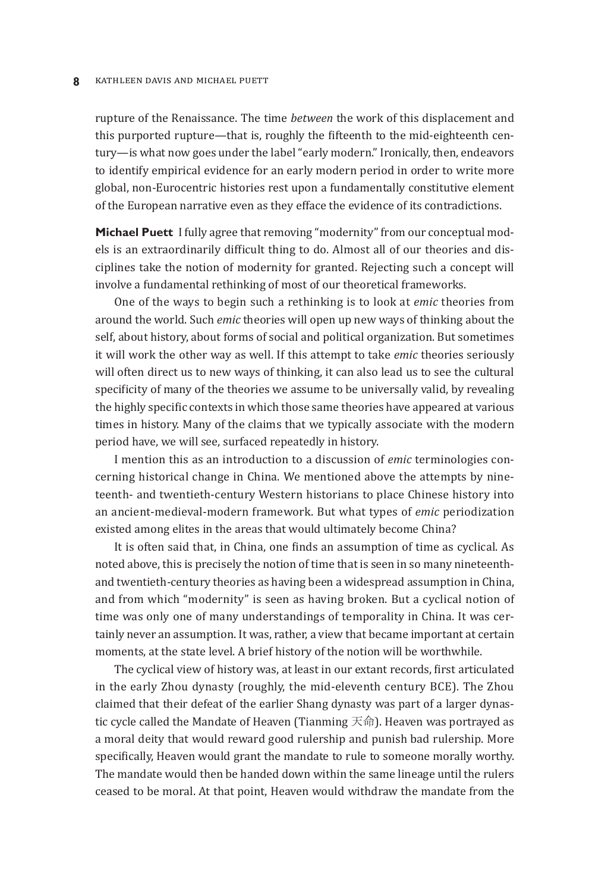rupture of the Renaissance. The time *between* the work of this displacement and this purported rupture—that is, roughly the fifteenth to the mid-eighteenth century—is what now goes under the label "early modern." Ironically, then, endeavors to identify empirical evidence for an early modern period in order to write more global, non-Eurocentric histories rest upon a fundamentally constitutive element of the European narrative even as they efface the evidence of its contradictions.

**Michael Puett** I fully agree that removing "modernity" from our conceptual models is an extraordinarily difficult thing to do. Almost all of our theories and disciplines take the notion of modernity for granted. Rejecting such a concept will involve a fundamental rethinking of most of our theoretical frameworks.

One of the ways to begin such a rethinking is to look at *emic* theories from around the world. Such *emic* theories will open up new ways of thinking about the self, about history, about forms of social and political organization. But sometimes it will work the other way as well. If this attempt to take *emic* theories seriously will often direct us to new ways of thinking, it can also lead us to see the cultural specificity of many of the theories we assume to be universally valid, by revealing the highly specific contexts in which those same theories have appeared at various times in history. Many of the claims that we typically associate with the modern period have, we will see, surfaced repeatedly in history.

I mention this as an introduction to a discussion of *emic* terminologies concerning historical change in China. We mentioned above the attempts by nineteenth- and twentieth-century Western historians to place Chinese history into an ancient-medieval-modern framework. But what types of *emic* periodization existed among elites in the areas that would ultimately become China?

It is often said that, in China, one finds an assumption of time as cyclical. As noted above, this is precisely the notion of time that is seen in so many nineteenth- and twentieth-century theories as having been a widespread assumption in China, and from which "modernity" is seen as having broken. But a cyclical notion of time was only one of many understandings of temporality in China. It was certainly never an assumption. It was, rather, a view that became important at certain moments, at the state level. A brief history of the notion will be worthwhile.

The cyclical view of history was, at least in our extant records, first articulated in the early Zhou dynasty (roughly, the mid-eleventh century BCE). The Zhou claimed that their defeat of the earlier Shang dynasty was part of a larger dynastic cycle called the Mandate of Heaven (Tianming 天命). Heaven was portrayed as a moral deity that would reward good rulership and punish bad rulership. More specifically, Heaven would grant the mandate to rule to someone morally worthy. The mandate would then be handed down within the same lineage until the rulers ceased to be moral. At that point, Heaven would withdraw the mandate from the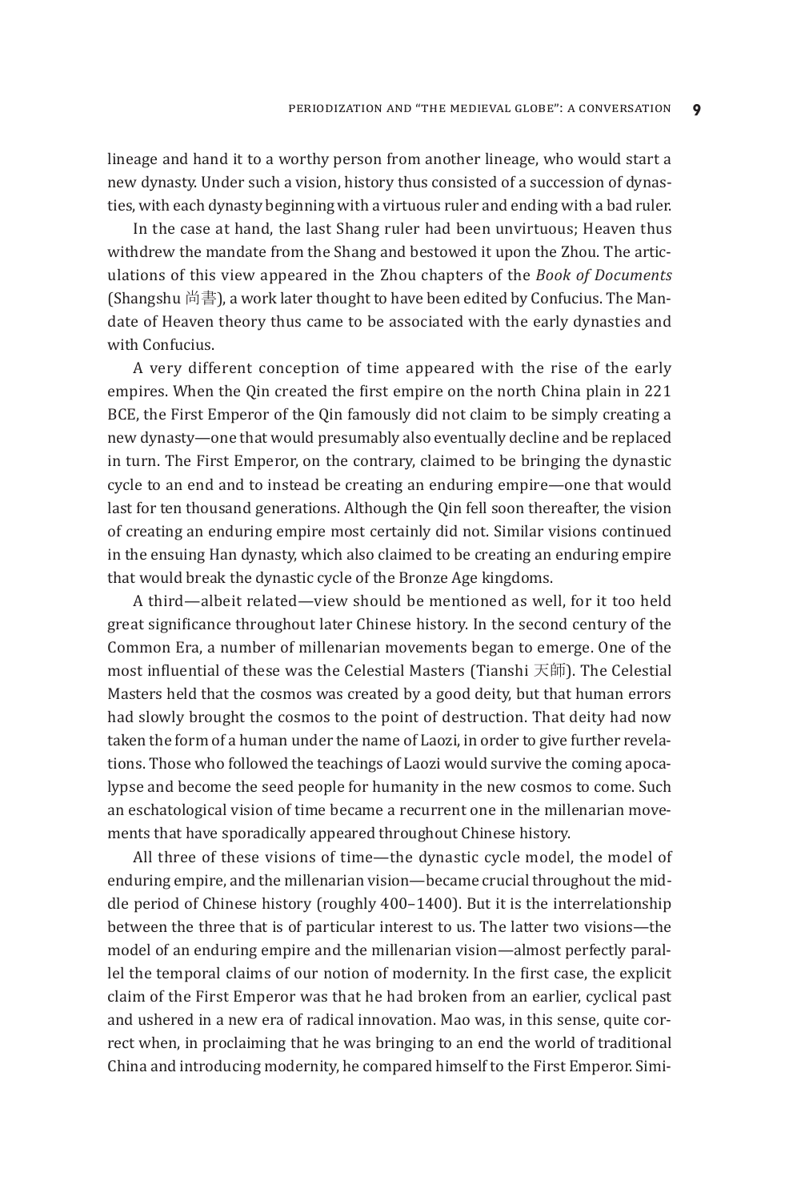lineage and hand it to a worthy person from another lineage, who would start a new dynasty. Under such a vision, history thus consisted of a succession of dynasties, with each dynasty beginning with a virtuous ruler and ending with a bad ruler.

In the case at hand, the last Shang ruler had been unvirtuous; Heaven thus withdrew the mandate from the Shang and bestowed it upon the Zhou. The articulations of this view appeared in the Zhou chapters of the *Book of Documents* (Shangshu 尚書), a work later thought to have been edited by Confucius. The Mandate of Heaven theory thus came to be associated with the early dynasties and with Confucius.

A very different conception of time appeared with the rise of the early empires. When the Qin created the first empire on the north China plain in 221 BCE, the First Emperor of the Qin famously did not claim to be simply creating a new dynasty—one that would presumably also eventually decline and be replaced in turn. The First Emperor, on the contrary, claimed to be bringing the dynastic cycle to an end and to instead be creating an enduring empire—one that would last for ten thousand generations. Although the Qin fell soon thereafter, the vision of creating an enduring empire most certainly did not. Similar visions continued in the ensuing Han dynasty, which also claimed to be creating an enduring empire that would break the dynastic cycle of the Bronze Age kingdoms.

A third—albeit related—view should be mentioned as well, for it too held great significance throughout later Chinese history. In the second century of the Common Era, a number of millenarian movements began to emerge. One of the most influential of these was the Celestial Masters (Tianshi 天師). The Celestial Masters held that the cosmos was created by a good deity, but that human errors had slowly brought the cosmos to the point of destruction. That deity had now taken the form of a human under the name of Laozi, in order to give further revelations. Those who followed the teachings of Laozi would survive the coming apocalypse and become the seed people for humanity in the new cosmos to come. Such an eschatological vision of time became a recurrent one in the millenarian movements that have sporadically appeared throughout Chinese history.

All three of these visions of time—the dynastic cycle model, the model of enduring empire, and the millenarian vision—became crucial throughout the middle period of Chinese history (roughly 400–1400). But it is the interrelationship between the three that is of particular interest to us. The latter two visions—the model of an enduring empire and the millenarian vision—almost perfectly parallel the temporal claims of our notion of modernity. In the first case, the explicit claim of the First Emperor was that he had broken from an earlier, cyclical past and ushered in a new era of radical innovation. Mao was, in this sense, quite correct when, in proclaiming that he was bringing to an end the world of traditional China and introducing modernity, he compared himself to the First Emperor. Simi-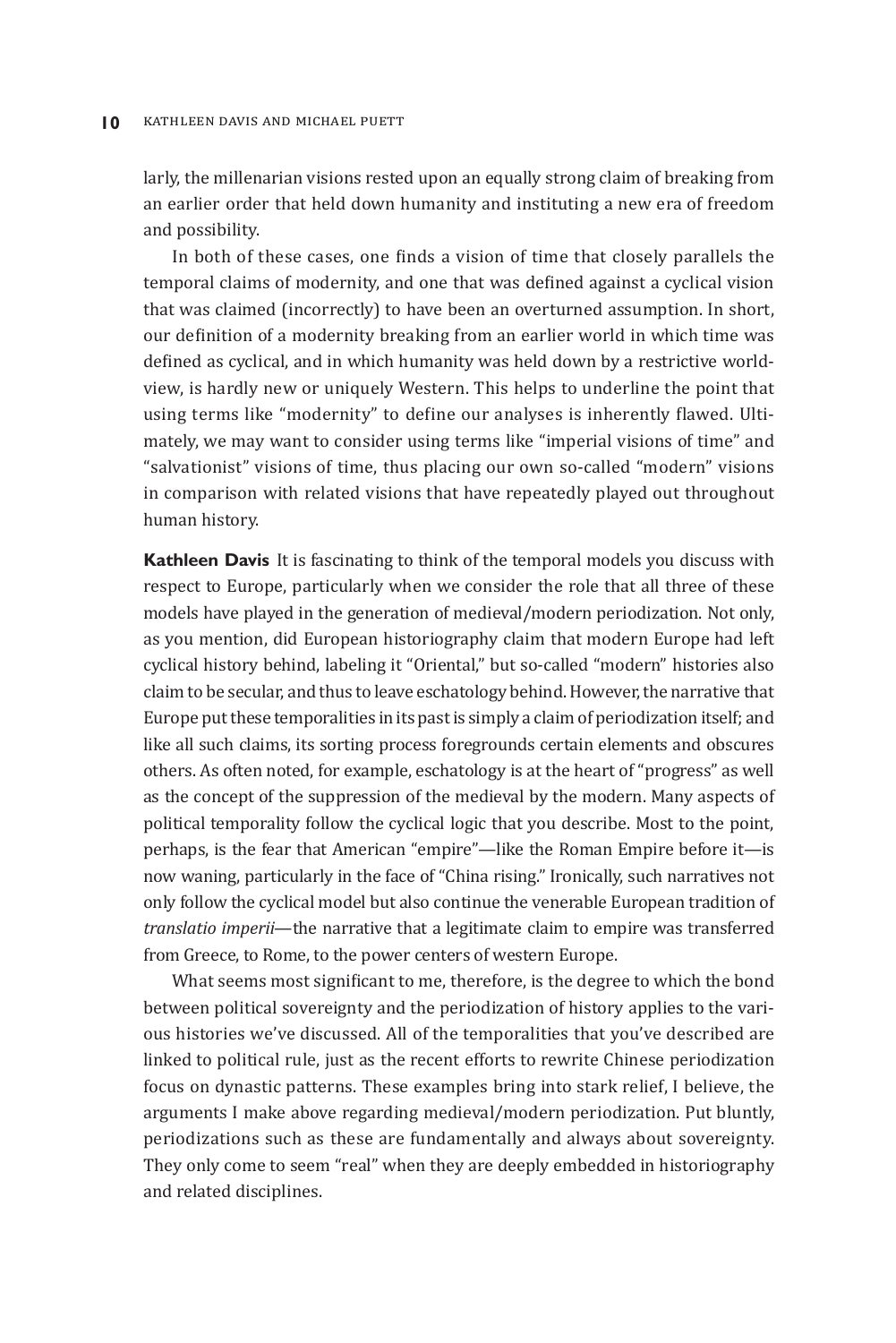larly, the millenarian visions rested upon an equally strong claim of breaking from an earlier order that held down humanity and instituting a new era of freedom and possibility.

In both of these cases, one finds a vision of time that closely parallels the temporal claims of modernity, and one that was defined against a cyclical vision that was claimed (incorrectly) to have been an overturned assumption. In short, our definition of a modernity breaking from an earlier world in which time was defined as cyclical, and in which humanity was held down by a restrictive worldview, is hardly new or uniquely Western. This helps to underline the point that using terms like "modernity" to define our analyses is inherently flawed. Ultimately, we may want to consider using terms like "imperial visions of time" and "salvationist" visions of time, thus placing our own so-called "modern" visions in comparison with related visions that have repeatedly played out throughout human history.

**Kathleen Davis** It is fascinating to think of the temporal models you discuss with respect to Europe, particularly when we consider the role that all three of these models have played in the generation of medieval/modern periodization. Not only, as you mention, did European historiography claim that modern Europe had left cyclical history behind, labeling it "Oriental," but so-called "modern" histories also claim to be secular, and thus to leave eschatology behind. However, the narrative that Europe put these temporalities in its past is simply a claim of periodization itself; and like all such claims, its sorting process foregrounds certain elements and obscures others. As often noted, for example, eschatology is at the heart of "progress" as well as the concept of the suppression of the medieval by the modern. Many aspects of political temporality follow the cyclical logic that you describe. Most to the point, perhaps, is the fear that American "empire"—like the Roman Empire before it—is now waning, particularly in the face of "China rising." Ironically, such narratives not only follow the cyclical model but also continue the venerable European tradition of *translatio imperii*—the narrative that a legitimate claim to empire was transferred from Greece, to Rome, to the power centers of western Europe.

What seems most significant to me, therefore, is the degree to which the bond between political sovereignty and the periodization of history applies to the various histories we've discussed. All of the temporalities that you've described are linked to political rule, just as the recent efforts to rewrite Chinese periodization focus on dynastic patterns. These examples bring into stark relief, I believe, the arguments I make above regarding medieval/modern periodization. Put bluntly, periodizations such as these are fundamentally and always about sovereignty. They only come to seem "real" when they are deeply embedded in historiography and related disciplines.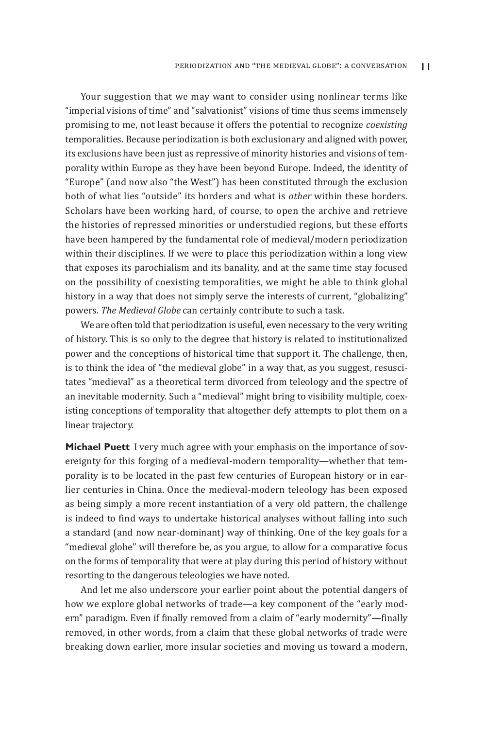Your suggestion that we may want to consider using nonlinear terms like "imperial visions of time" and "salvationist" visions of time thus seems immensely promising to me, not least because it offers the potential to recognize *coexisting* temporalities. Because periodization is both exclusionary and aligned with power, its exclusions have been just as repressive of minority histories and visions of temporality within Europe as they have been beyond Europe. Indeed, the identity of "Europe" (and now also "the West") has been constituted through the exclusion both of what lies "outside" its borders and what is *other* within these borders. Scholars have been working hard, of course, to open the archive and retrieve the histories of repressed minorities or understudied regions, but these efforts have been hampered by the fundamental role of medieval/modern periodization within their disciplines. If we were to place this periodization within a long view that exposes its parochialism and its banality, and at the same time stay focused on the possibility of coexisting temporalities, we might be able to think global history in a way that does not simply serve the interests of current, "globalizing" powers. *The Medieval Globe* can certainly contribute to such a task.

We are often told that periodization is useful, even necessary to the very writing of history. This is so only to the degree that history is related to institutionalized power and the conceptions of historical time that support it. The challenge, then, is to think the idea of "the medieval globe" in a way that, as you suggest, resuscitates "medieval" as a theoretical term divorced from teleology and the spectre of an inevitable modernity. Such a "medieval" might bring to visibility multiple, coexisting conceptions of temporality that altogether defy attempts to plot them on a linear trajectory.

**Michael Puett** I very much agree with your emphasis on the importance of sovereignty for this forging of a medieval-modern temporality—whether that temporality is to be located in the past few centuries of European history or in earlier centuries in China. Once the medieval-modern teleology has been exposed as being simply a more recent instantiation of a very old pattern, the challenge is indeed to find ways to undertake historical analyses without falling into such a standard (and now near-dominant) way of thinking. One of the key goals for a "medieval globe" will therefore be, as you argue, to allow for a comparative focus on the forms of temporality that were at play during this period of history without resorting to the dangerous teleologies we have noted.

And let me also underscore your earlier point about the potential dangers of how we explore global networks of trade—a key component of the "early modern" paradigm. Even if finally removed from a claim of "early modernity"—finally removed, in other words, from a claim that these global networks of trade were breaking down earlier, more insular societies and moving us toward a modern,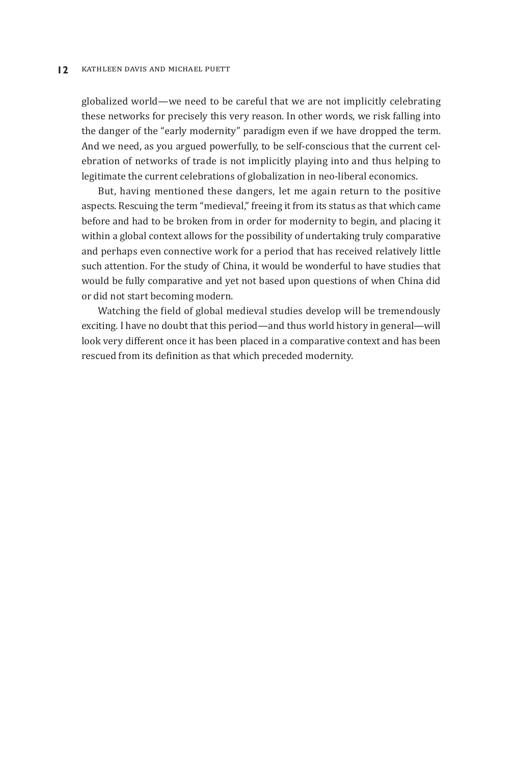globalized world—we need to be careful that we are not implicitly celebrating these networks for precisely this very reason. In other words, we risk falling into the danger of the "early modernity" paradigm even if we have dropped the term. And we need, as you argued powerfully, to be self-conscious that the current celebration of networks of trade is not implicitly playing into and thus helping to legitimate the current celebrations of globalization in neo-liberal economics.

But, having mentioned these dangers, let me again return to the positive aspects. Rescuing the term "medieval," freeing it from its status as that which came before and had to be broken from in order for modernity to begin, and placing it within a global context allows for the possibility of undertaking truly comparative and perhaps even connective work for a period that has received relatively little such attention. For the study of China, it would be wonderful to have studies that would be fully comparative and yet not based upon questions of when China did or did not start becoming modern.

Watching the field of global medieval studies develop will be tremendously exciting. I have no doubt that this period—and thus world history in general—will look very different once it has been placed in a comparative context and has been rescued from its definition as that which preceded modernity.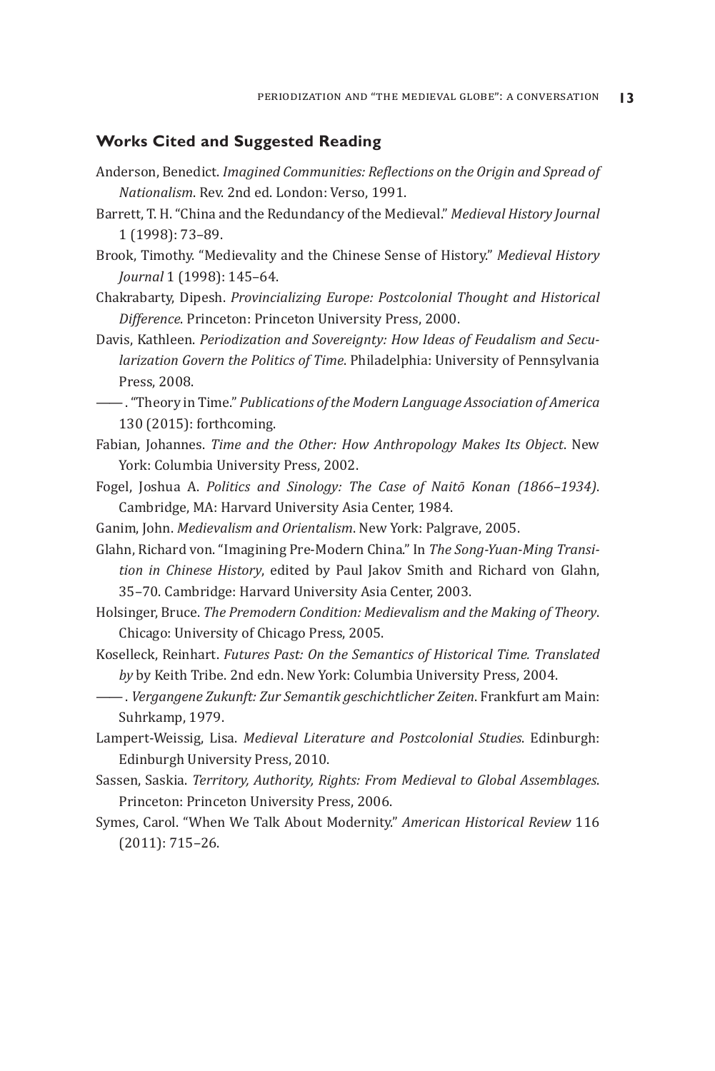## Works Cited and Suggested Reading

Anderson, Benedict. *Imagined Communities: Reflections on the Origin and Spread of Nationalism*. Rev. 2nd ed. London: Verso, 1991.

Barrett, T. H. "China and the Redundancy of the Medieval." *Medieval History Journal* 1 (1998): 73–89.

Brook, Timothy. "Medievality and the Chinese Sense of History." *Medieval History Journal* 1 (1998): 145–64.

Chakrabarty, Dipesh. *Provincializing Europe: Postcolonial Thought and Historical Difference*. Princeton: Princeton University Press, 2000.

Davis, Kathleen. *Periodization and Sovereignty: How Ideas of Feudalism and Secularization Govern the Politics of Time*. Philadelphia: University of Pennsylvania Press, 2008.

——. "Theory in Time." *Publications of the Modern Language Association of America* 130 (2015): forthcoming.

Fabian, Johannes. *Time and the Other: How Anthropology Makes Its Object*. New York: Columbia University Press, 2002.

Fogel, Joshua A. *Politics and Sinology: The Case of Naitō Konan (1866–1934)*. Cambridge, MA: Harvard University Asia Center, 1984.

Ganim, John. *Medievalism and Orientalism*. New York: Palgrave, 2005.

Glahn, Richard von. "Imagining Pre-Modern China." In *The Song-Yuan-Ming Transition in Chinese History*, edited by Paul Jakov Smith and Richard von Glahn, 35–70. Cambridge: Harvard University Asia Center, 2003.

Holsinger, Bruce. *The Premodern Condition: Medievalism and the Making of Theory*. Chicago: University of Chicago Press, 2005.

Koselleck, Reinhart. *Futures Past: On the Semantics of Historical Time. Translated by* by Keith Tribe. 2nd edn. New York: Columbia University Press, 2004.

——. *Vergangene Zukunft: Zur Semantik geschichtlicher Zeiten*. Frankfurt am Main: Suhrkamp, 1979.

Lampert-Weissig, Lisa. *Medieval Literature and Postcolonial Studies*. Edinburgh: Edinburgh University Press, 2010.

Sassen, Saskia. *Territory, Authority, Rights: From Medieval to Global Assemblages*. Princeton: Princeton University Press, 2006.

Symes, Carol. "When We Talk About Modernity." *American Historical Review* 116 (2011): 715–26.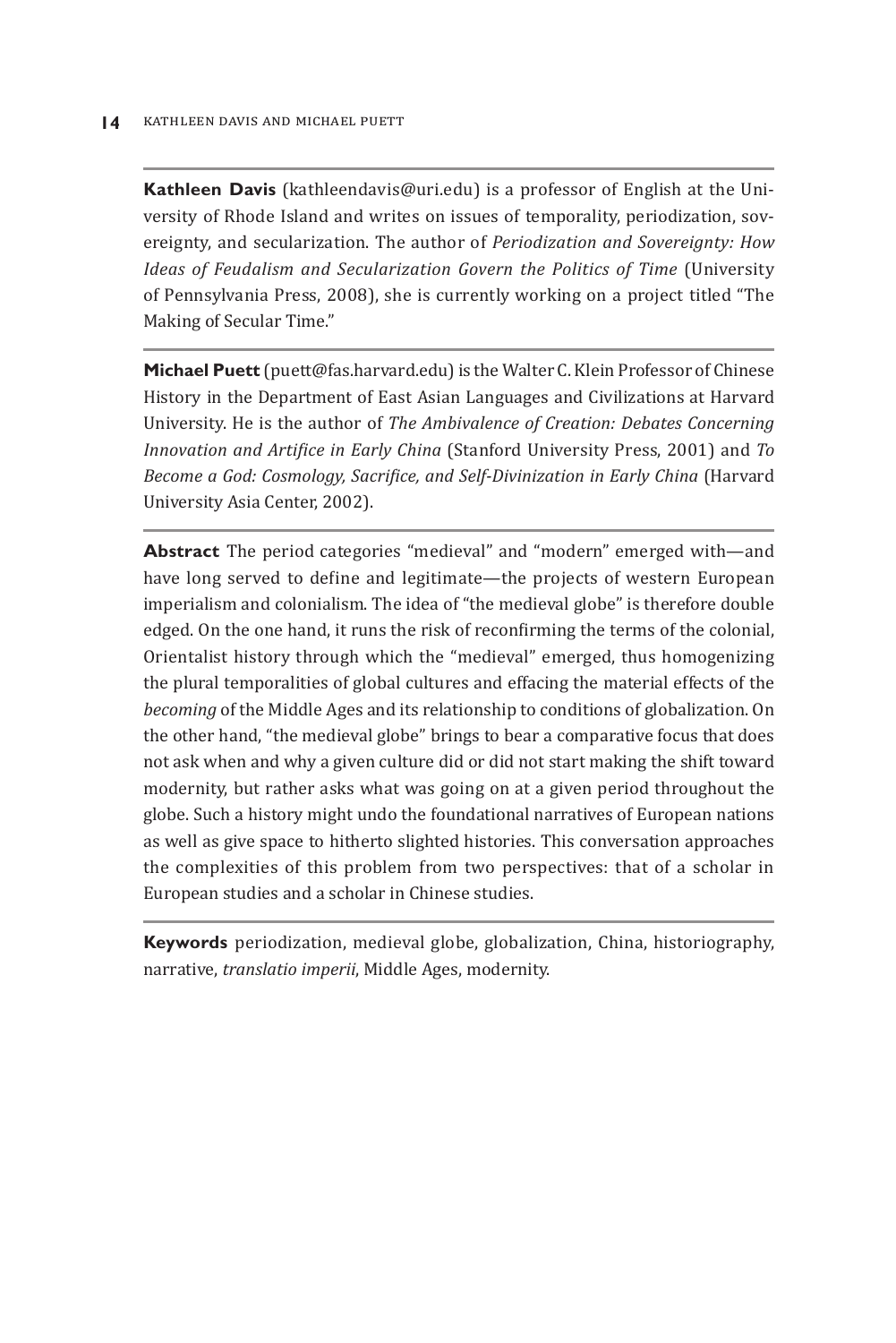**Kathleen Davis** (kathleendavis@uri.edu) is a professor of English at the University of Rhode Island and writes on issues of temporality, periodization, sovereignty, and secularization. The author of *Periodization and Sovereignty: How Ideas of Feudalism and Secularization Govern the Politics of Time* (University of Pennsylvania Press, 2008), she is currently working on a project titled "The Making of Secular Time."

**Michael Puett** (puett@fas.harvard.edu) is the Walter C. Klein Professor of Chinese History in the Department of East Asian Languages and Civilizations at Harvard University. He is the author of *The Ambivalence of Creation: Debates Concerning Innovation and Artifice in Early China* (Stanford University Press, 2001) and *To Become a God: Cosmology, Sacrifice, and Self-Divinization in Early China* (Harvard University Asia Center, 2002).

**Abstract** The period categories "medieval" and "modern" emerged with—and have long served to define and legitimate—the projects of western European imperialism and colonialism. The idea of "the medieval globe" is therefore double edged. On the one hand, it runs the risk of reconfirming the terms of the colonial, Orientalist history through which the "medieval" emerged, thus homogenizing the plural temporalities of global cultures and effacing the material effects of the *becoming* of the Middle Ages and its relationship to conditions of globalization. On the other hand, "the medieval globe" brings to bear a comparative focus that does not ask when and why a given culture did or did not start making the shift toward modernity, but rather asks what was going on at a given period throughout the globe. Such a history might undo the foundational narratives of European nations as well as give space to hitherto slighted histories. This conversation approaches the complexities of this problem from two perspectives: that of a scholar in European studies and a scholar in Chinese studies.

**Keywords** periodization, medieval globe, globalization, China, historiography, narrative, *translatio imperii*, Middle Ages, modernity.